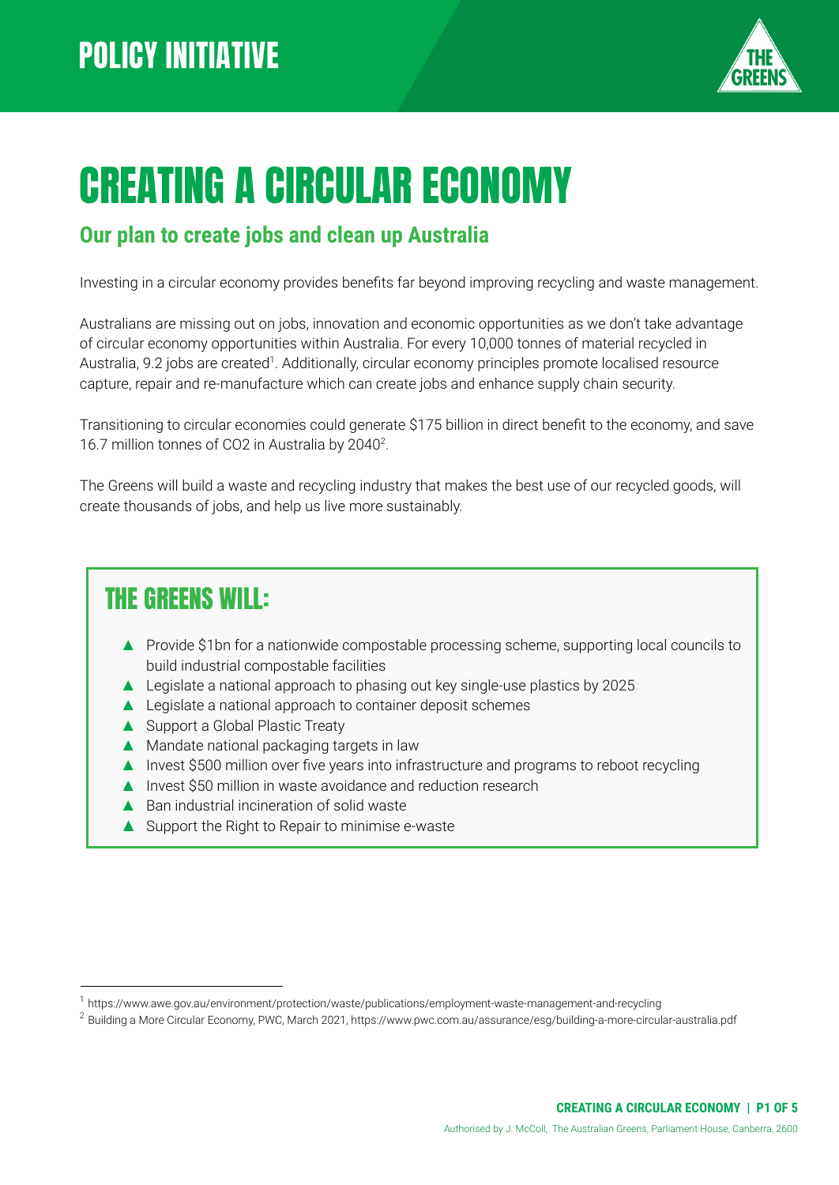POLICY INITIATIVE

# CREATING A CIRCULAR ECONOMY

## Our plan to create jobs and clean up Australia

Investing in a circular economy provides benefits far beyond improving recycling and waste management.

Australians are missing out on jobs, innovation and economic opportunities as we don't take advantage of circular economy opportunities within Australia. For every 10,000 tonnes of material recycled in Australia, 9.2 jobs are created[1]. Additionally, circular economy principles promote localised resource capture, repair and re-manufacture which can create jobs and enhance supply chain security.

Transitioning to circular economies could generate $175 billion in direct benefit to the economy, and save 16.7 million tonnes of $CO_2$ in Australia by 2040[2].

The Greens will build a waste and recycling industry that makes the best use of our recycled goods, will create thousands of jobs, and help us live more sustainably.

### THE GREENS WILL:

- Provide $1bn for a nationwide compostable processing scheme, supporting local councils to build industrial compostable facilities
- Legislate a national approach to phasing out key single-use plastics by 2025
- Legislate a national approach to container deposit schemes
- Support a Global Plastic Treaty
- Mandate national packaging targets in law
- Invest $500 million over five years into infrastructure and programs to reboot recycling
- Invest $50 million in waste avoidance and reduction research
- Ban industrial incineration of solid waste
- Support the Right to Repair to minimise e-waste

---

[1] https://www.awe.gov.au/environment/protection/waste/publications/employment-waste-management-and-recycling

[2] Building a More Circular Economy, PWC, March 2021, https://www.pwc.com.au/assurance/esg/building-a-more-circular-australia.pdf

Authorised by J. McColl, The Australian Greens, Parliament House, Canberra, 2600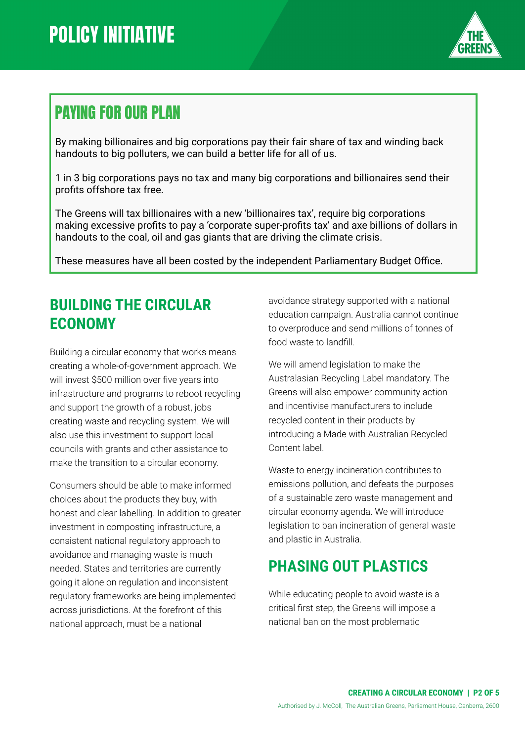# POLICY INITIATIVE

## PAYING FOR OUR PLAN

By making billionaires and big corporations pay their fair share of tax and winding back handouts to big polluters, we can build a better life for all of us.

1 in 3 big corporations pays no tax and many big corporations and billionaires send their profits offshore tax free.

The Greens will tax billionaires with a new 'billionaires tax', require big corporations making excessive profits to pay a 'corporate super-profits tax' and axe billions of dollars in handouts to the coal, oil and gas giants that are driving the climate crisis.

These measures have all been costed by the independent Parliamentary Budget Office.

## BUILDING THE CIRCULAR ECONOMY

Building a circular economy that works means creating a whole-of-government approach. We will invest $500 million over five years into infrastructure and programs to reboot recycling and support the growth of a robust, jobs creating waste and recycling system. We will also use this investment to support local councils with grants and other assistance to make the transition to a circular economy.

Consumers should be able to make informed choices about the products they buy, with honest and clear labelling. In addition to greater investment in composting infrastructure, a consistent national regulatory approach to avoidance and managing waste is much needed. States and territories are currently going it alone on regulation and inconsistent regulatory frameworks are being implemented across jurisdictions. At the forefront of this national approach, must be a national avoidance strategy supported with a national education campaign. Australia cannot continue to overproduce and send millions of tonnes of food waste to landfill.

We will amend legislation to make the Australasian Recycling Label mandatory. The Greens will also empower community action and incentivise manufacturers to include recycled content in their products by introducing a Made with Australian Recycled Content label.

Waste to energy incineration contributes to emissions pollution, and defeats the purposes of a sustainable zero waste management and circular economy agenda. We will introduce legislation to ban incineration of general waste and plastic in Australia.

## PHASING OUT PLASTICS

While educating people to avoid waste is a critical first step, the Greens will impose a national ban on the most problematic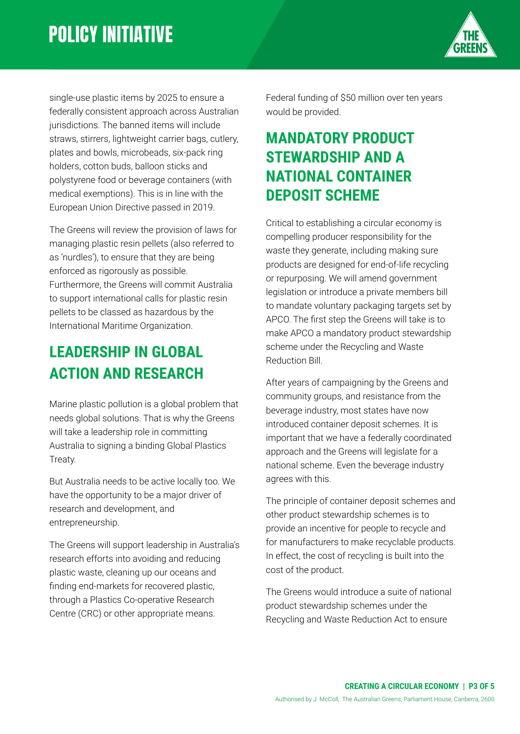single-use plastic items by 2025 to ensure a federally consistent approach across Australian jurisdictions. The banned items will include straws, stirrers, lightweight carrier bags, cutlery, plates and bowls, microbeads, six-pack ring holders, cotton buds, balloon sticks and polystyrene food or beverage containers (with medical exemptions). This is in line with the European Union Directive passed in 2019.

The Greens will review the provision of laws for managing plastic resin pellets (also referred to as 'nurdles'), to ensure that they are being enforced as rigorously as possible. Furthermore, the Greens will commit Australia to support international calls for plastic resin pellets to be classed as hazardous by the International Maritime Organization.

## LEADERSHIP IN GLOBAL ACTION AND RESEARCH

Marine plastic pollution is a global problem that needs global solutions. That is why the Greens will take a leadership role in committing Australia to signing a binding Global Plastics Treaty.

But Australia needs to be active locally too. We have the opportunity to be a major driver of research and development, and entrepreneurship.

The Greens will support leadership in Australia's research efforts into avoiding and reducing plastic waste, cleaning up our oceans and finding end-markets for recovered plastic, through a Plastics Co-operative Research Centre (CRC) or other appropriate means. Federal funding of $50 million over ten years would be provided.

## MANDATORY PRODUCT STEWARDSHIP AND A NATIONAL CONTAINER DEPOSIT SCHEME

Critical to establishing a circular economy is compelling producer responsibility for the waste they generate, including making sure products are designed for end-of-life recycling or repurposing. We will amend government legislation or introduce a private members bill to mandate voluntary packaging targets set by APCO. The first step the Greens will take is to make APCO a mandatory product stewardship scheme under the Recycling and Waste Reduction Bill.

After years of campaigning by the Greens and community groups, and resistance from the beverage industry, most states have now introduced container deposit schemes. It is important that we have a federally coordinated approach and the Greens will legislate for a national scheme. Even the beverage industry agrees with this.

The principle of container deposit schemes and other product stewardship schemes is to provide an incentive for people to recycle and for manufacturers to make recyclable products. In effect, the cost of recycling is built into the cost of the product.

The Greens would introduce a suite of national product stewardship schemes under the Recycling and Waste Reduction Act to ensure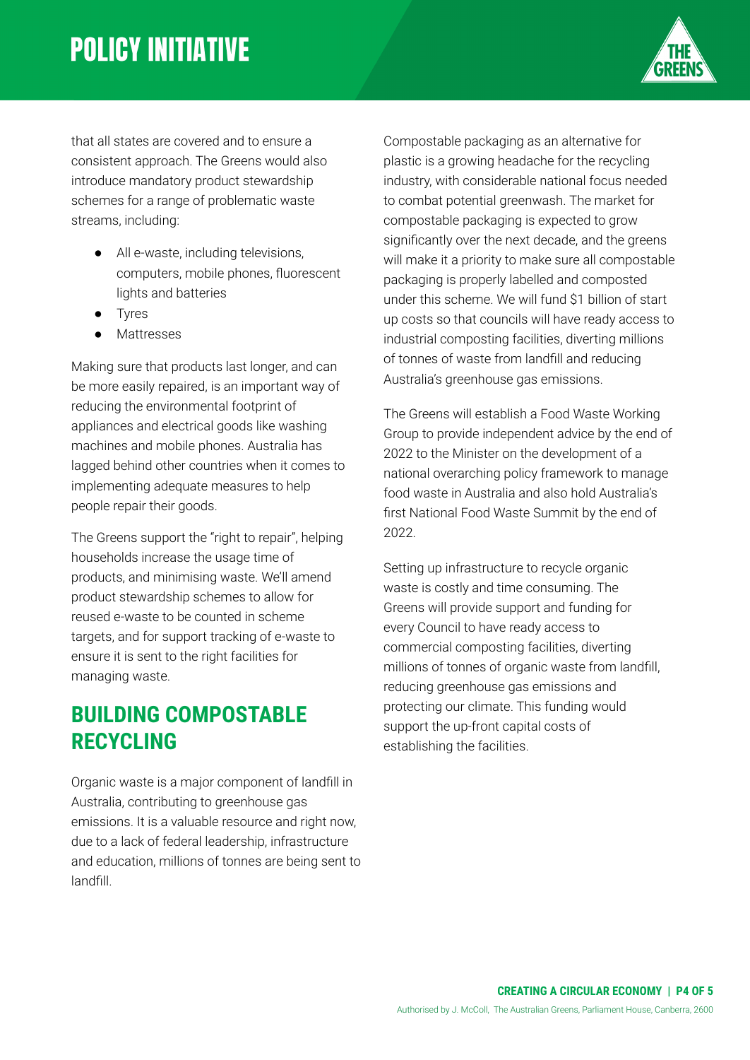that all states are covered and to ensure a consistent approach. The Greens would also introduce mandatory product stewardship schemes for a range of problematic waste streams, including:

- All e-waste, including televisions, computers, mobile phones, fluorescent lights and batteries
- Tyres
- Mattresses

Making sure that products last longer, and can be more easily repaired, is an important way of reducing the environmental footprint of appliances and electrical goods like washing machines and mobile phones. Australia has lagged behind other countries when it comes to implementing adequate measures to help people repair their goods.

The Greens support the "right to repair", helping households increase the usage time of products, and minimising waste. We'll amend product stewardship schemes to allow for reused e-waste to be counted in scheme targets, and for support tracking of e-waste to ensure it is sent to the right facilities for managing waste.

## BUILDING COMPOSTABLE RECYCLING

Organic waste is a major component of landfill in Australia, contributing to greenhouse gas emissions. It is a valuable resource and right now, due to a lack of federal leadership, infrastructure and education, millions of tonnes are being sent to landfill.

Compostable packaging as an alternative for plastic is a growing headache for the recycling industry, with considerable national focus needed to combat potential greenwash. The market for compostable packaging is expected to grow significantly over the next decade, and the greens will make it a priority to make sure all compostable packaging is properly labelled and composted under this scheme. We will fund $1 billion of start up costs so that councils will have ready access to industrial composting facilities, diverting millions of tonnes of waste from landfill and reducing Australia's greenhouse gas emissions.

The Greens will establish a Food Waste Working Group to provide independent advice by the end of 2022 to the Minister on the development of a national overarching policy framework to manage food waste in Australia and also hold Australia's first National Food Waste Summit by the end of 2022.

Setting up infrastructure to recycle organic waste is costly and time consuming. The Greens will provide support and funding for every Council to have ready access to commercial composting facilities, diverting millions of tonnes of organic waste from landfill, reducing greenhouse gas emissions and protecting our climate. This funding would support the up-front capital costs of establishing the facilities.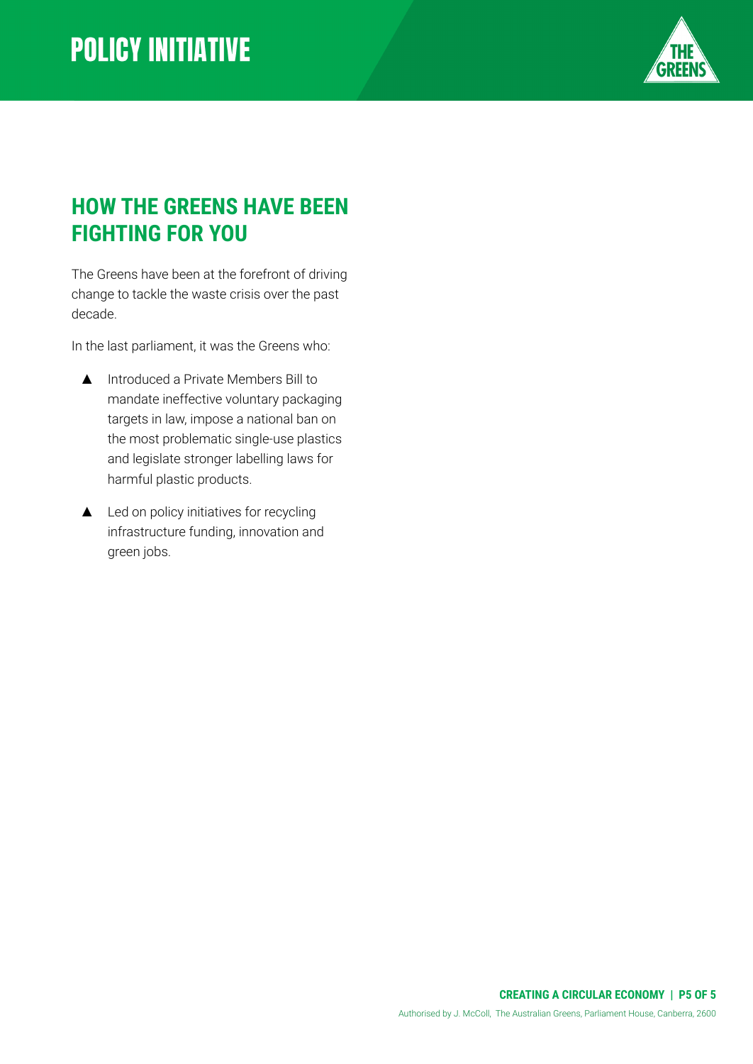# POLICY INITIATIVE

## HOW THE GREENS HAVE BEEN FIGHTING FOR YOU

The Greens have been at the forefront of driving change to tackle the waste crisis over the past decade.

In the last parliament, it was the Greens who:

- Introduced a Private Members Bill to mandate ineffective voluntary packaging targets in law, impose a national ban on the most problematic single-use plastics and legislate stronger labelling laws for harmful plastic products.
- Led on policy initiatives for recycling infrastructure funding, innovation and green jobs.

Authorised by J. McColl, The Australian Greens, Parliament House, Canberra, 2600